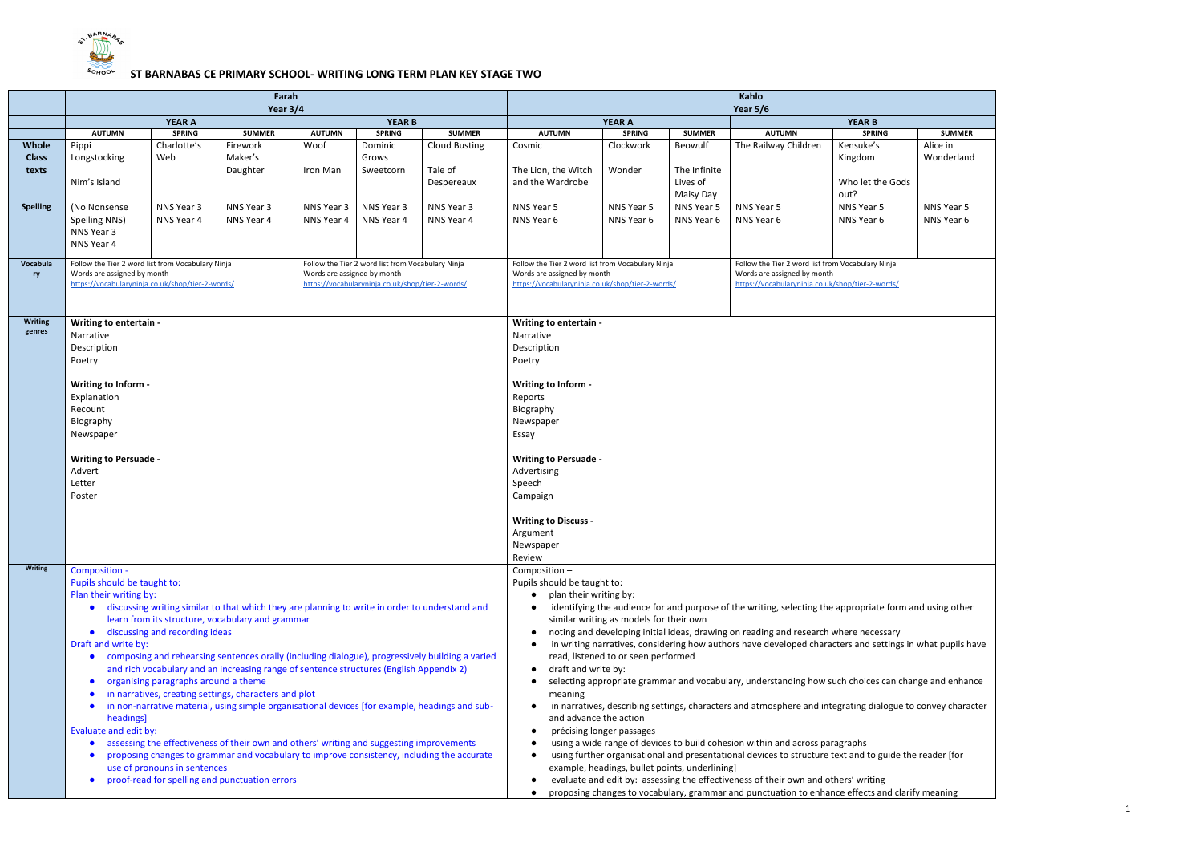# ST BARNABAS CE PRIMARY SCHOOL- WRITING LONG TERM PLAN KEY STAGE TWO

| | Farah Year 3/4 | | | | | | Kahlo Year 5/6 | | | | | |
|---|---|---|---|---|---|---|---|---|---|---|---|---|
| | YEAR A | | | YEAR B | | | YEAR A | | | YEAR B | | |
| | AUTUMN | SPRING | SUMMER | AUTUMN | SPRING | SUMMER | AUTUMN | SPRING | SUMMER | AUTUMN | SPRING | SUMMER |
| **Whole Class texts** | Pippi Longstocking<br><br>Nim's Island | Charlotte's Web | Firework Maker's Daughter | Woof<br><br>Iron Man | Dominic Grows<br>Sweetcorn | Cloud Busting<br><br>Tale of Despereaux | Cosmic<br><br>The Lion, the Witch and the Wardrobe | Clockwork<br><br>Wonder | Beowulf<br><br>The Infinite Lives of Maisy Day | The Railway Children | Kensuke's Kingdom<br><br>Who let the Gods out? | Alice in Wonderland |
| **Spelling** | (No Nonsense Spelling NNS)<br>NNS Year 3<br>NNS Year 4 | NNS Year 3<br>NNS Year 4 | NNS Year 3<br>NNS Year 4 | NNS Year 3<br>NNS Year 4 | NNS Year 3<br>NNS Year 4 | NNS Year 3<br>NNS Year 4 | NNS Year 5<br>NNS Year 6 | NNS Year 5<br>NNS Year 6 | NNS Year 5<br>NNS Year 6 | NNS Year 5<br>NNS Year 6 | NNS Year 5<br>NNS Year 6 | NNS Year 5<br>NNS Year 6 |
| **Vocabulary** | Follow the Tier 2 word list from Vocabulary Ninja<br>Words are assigned by month<br>https://vocabularyninja.co.uk/shop/tier-2-words/ | | | Follow the Tier 2 word list from Vocabulary Ninja<br>Words are assigned by month<br>https://vocabularyninja.co.uk/shop/tier-2-words/ | | | Follow the Tier 2 word list from Vocabulary Ninja<br>Words are assigned by month<br>https://vocabularyninja.co.uk/shop/tier-2-words/ | | | Follow the Tier 2 word list from Vocabulary Ninja<br>Words are assigned by month<br>https://vocabularyninja.co.uk/shop/tier-2-words/ | | |
| **Writing genres** | **Writing to entertain -**<br>Narrative<br>Description<br>Poetry<br><br>**Writing to Inform -**<br>Explanation<br>Recount<br>Biography<br>Newspaper<br><br>**Writing to Persuade -**<br>Advert<br>Letter<br>Poster | | | | | | **Writing to entertain -**<br>Narrative<br>Description<br>Poetry<br><br>**Writing to Inform -**<br>Reports<br>Biography<br>Newspaper<br>Essay<br><br>**Writing to Persuade -**<br>Advertising<br>Speech<br>Campaign<br><br>**Writing to Discuss -**<br>Argument<br>Newspaper<br>Review | | | | | |
| **Writing** | Composition -<br>Pupils should be taught to:<br>Plan their writing by:<br>• discussing writing similar to that which they are planning to write in order to understand and learn from its structure, vocabulary and grammar<br>• discussing and recording ideas<br>Draft and write by:<br>• composing and rehearsing sentences orally (including dialogue), progressively building a varied and rich vocabulary and an increasing range of sentence structures (English Appendix 2)<br>• organising paragraphs around a theme<br>• in narratives, creating settings, characters and plot<br>• in non-narrative material, using simple organisational devices [for example, headings and sub-headings]<br>Evaluate and edit by:<br>• assessing the effectiveness of their own and others' writing and suggesting improvements<br>• proposing changes to grammar and vocabulary to improve consistency, including the accurate use of pronouns in sentences<br>• proof-read for spelling and punctuation errors | | | | | | Composition –<br>Pupils should be taught to:<br>• plan their writing by:<br>• identifying the audience for and purpose of the writing, selecting the appropriate form and using other similar writing as models for their own<br>• noting and developing initial ideas, drawing on reading and research where necessary<br>• in writing narratives, considering how authors have developed characters and settings in what pupils have read, listened to or seen performed<br>• draft and write by:<br>• selecting appropriate grammar and vocabulary, understanding how such choices can change and enhance meaning<br>• in narratives, describing settings, characters and atmosphere and integrating dialogue to convey character and advance the action<br>• précising longer passages<br>• using a wide range of devices to build cohesion within and across paragraphs<br>• using further organisational and presentational devices to structure text and to guide the reader [for example, headings, bullet points, underlining]<br>• evaluate and edit by: assessing the effectiveness of their own and others' writing<br>• proposing changes to vocabulary, grammar and punctuation to enhance effects and clarify meaning | | | | | |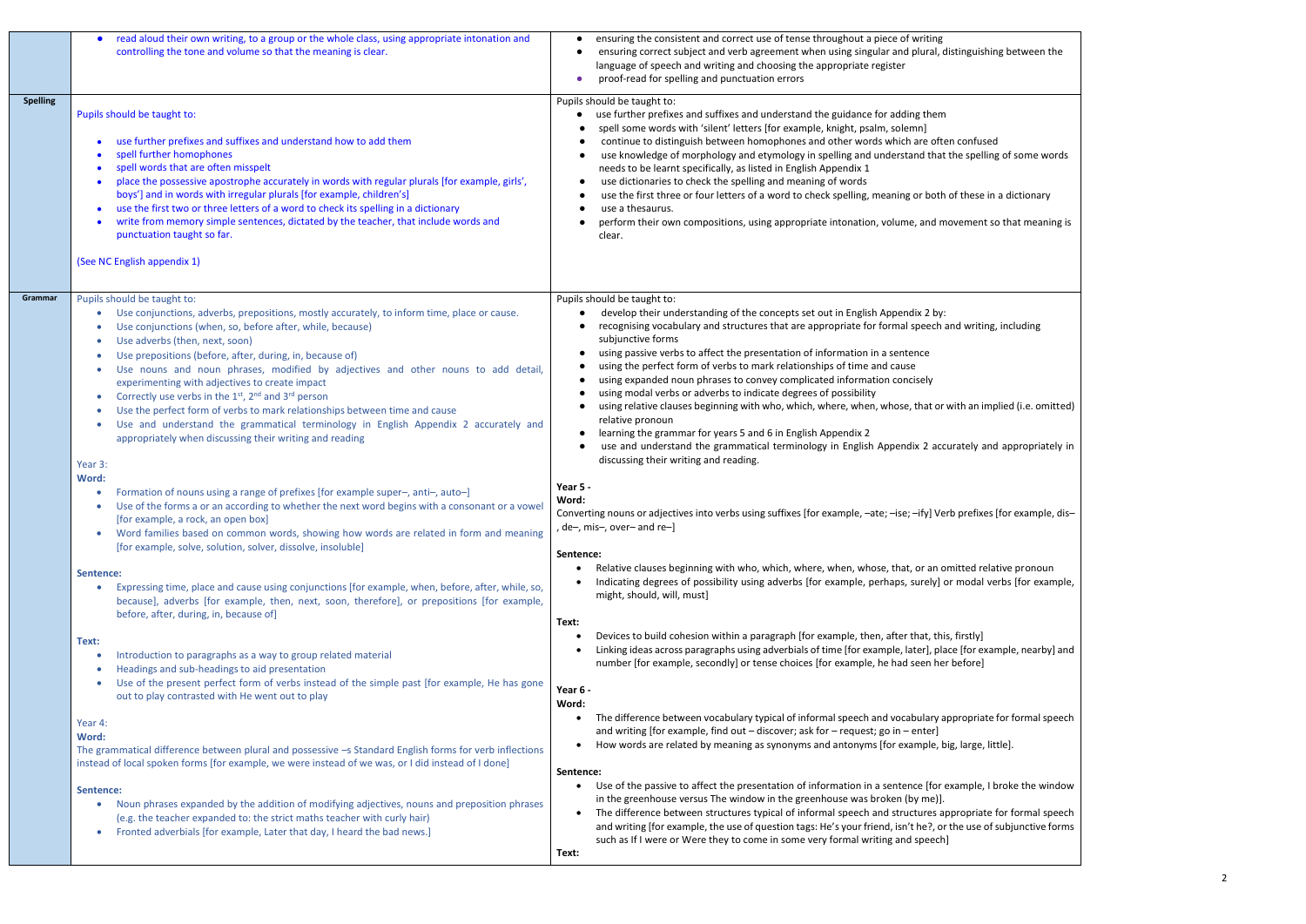| | | |
|---|---|---|
| | • read aloud their own writing, to a group or the whole class, using appropriate intonation and controlling the tone and volume so that the meaning is clear. | • ensuring the consistent and correct use of tense throughout a piece of writing<br>• ensuring correct subject and verb agreement when using singular and plural, distinguishing between the language of speech and writing and choosing the appropriate register<br>• proof-read for spelling and punctuation errors |
| **Spelling** | Pupils should be taught to:<br>• use further prefixes and suffixes and understand how to add them<br>• spell further homophones<br>• spell words that are often misspelt<br>• place the possessive apostrophe accurately in words with regular plurals [for example, girls', boys'] and in words with irregular plurals [for example, children's]<br>• use the first two or three letters of a word to check its spelling in a dictionary<br>• write from memory simple sentences, dictated by the teacher, that include words and punctuation taught so far.<br><br>(See NC English appendix 1) | Pupils should be taught to:<br>• use further prefixes and suffixes and understand the guidance for adding them<br>• spell some words with 'silent' letters [for example, knight, psalm, solemn]<br>• continue to distinguish between homophones and other words which are often confused<br>• use knowledge of morphology and etymology in spelling and understand that the spelling of some words needs to be learnt specifically, as listed in English Appendix 1<br>• use dictionaries to check the spelling and meaning of words<br>• use the first three or four letters of a word to check spelling, meaning or both of these in a dictionary<br>• use a thesaurus.<br>• perform their own compositions, using appropriate intonation, volume, and movement so that meaning is clear. |
| **Grammar** | Pupils should be taught to:<br>• Use conjunctions, adverbs, prepositions, mostly accurately, to inform time, place or cause.<br>• Use conjunctions (when, so, before after, while, because)<br>• Use adverbs (then, next, soon)<br>• Use prepositions (before, after, during, in, because of)<br>• Use nouns and noun phrases, modified by adjectives and other nouns to add detail, experimenting with adjectives to create impact<br>• Correctly use verbs in the 1st, 2nd and 3rd person<br>• Use the perfect form of verbs to mark relationships between time and cause<br>• Use and understand the grammatical terminology in English Appendix 2 accurately and appropriately when discussing their writing and reading<br><br>Year 3:<br>**Word:**<br>• Formation of nouns using a range of prefixes [for example super–, anti–, auto–]<br>• Use of the forms a or an according to whether the next word begins with a consonant or a vowel [for example, a rock, an open box]<br>• Word families based on common words, showing how words are related in form and meaning [for example, solve, solution, solver, dissolve, insoluble]<br><br>**Sentence:**<br>• Expressing time, place and cause using conjunctions [for example, when, before, after, while, so, because], adverbs [for example, then, next, soon, therefore], or prepositions [for example, before, after, during, in, because of]<br><br>**Text:**<br>• Introduction to paragraphs as a way to group related material<br>• Headings and sub-headings to aid presentation<br>• Use of the present perfect form of verbs instead of the simple past [for example, He has gone out to play contrasted with He went out to play<br><br>Year 4:<br>**Word:**<br>The grammatical difference between plural and possessive –s Standard English forms for verb inflections instead of local spoken forms [for example, we were instead of we was, or I did instead of I done]<br><br>**Sentence:**<br>• Noun phrases expanded by the addition of modifying adjectives, nouns and preposition phrases (e.g. the teacher expanded to: the strict maths teacher with curly hair)<br>• Fronted adverbials [for example, Later that day, I heard the bad news.] | Pupils should be taught to:<br>• develop their understanding of the concepts set out in English Appendix 2 by:<br>• recognising vocabulary and structures that are appropriate for formal speech and writing, including subjunctive forms<br>• using passive verbs to affect the presentation of information in a sentence<br>• using the perfect form of verbs to mark relationships of time and cause<br>• using expanded noun phrases to convey complicated information concisely<br>• using modal verbs or adverbs to indicate degrees of possibility<br>• using relative clauses beginning with who, which, where, when, whose, that or with an implied (i.e. omitted) relative pronoun<br>• learning the grammar for years 5 and 6 in English Appendix 2<br>• use and understand the grammatical terminology in English Appendix 2 accurately and appropriately in discussing their writing and reading.<br><br>**Year 5 -**<br>**Word:**<br>Converting nouns or adjectives into verbs using suffixes [for example, –ate; –ise; –ify] Verb prefixes [for example, dis–, de–, mis–, over– and re–]<br><br>**Sentence:**<br>• Relative clauses beginning with who, which, where, when, whose, that, or an omitted relative pronoun<br>• Indicating degrees of possibility using adverbs [for example, perhaps, surely] or modal verbs [for example, might, should, will, must]<br><br>**Text:**<br>• Devices to build cohesion within a paragraph [for example, then, after that, this, firstly]<br>• Linking ideas across paragraphs using adverbials of time [for example, later], place [for example, nearby] and number [for example, secondly] or tense choices [for example, he had seen her before]<br><br>**Year 6 -**<br>**Word:**<br>• The difference between vocabulary typical of informal speech and vocabulary appropriate for formal speech and writing [for example, find out – discover; ask for – request; go in – enter]<br>• How words are related by meaning as synonyms and antonyms [for example, big, large, little].<br><br>**Sentence:**<br>• Use of the passive to affect the presentation of information in a sentence [for example, I broke the window in the greenhouse versus The window in the greenhouse was broken (by me)].<br>• The difference between structures typical of informal speech and structures appropriate for formal speech and writing [for example, the use of question tags: He's your friend, isn't he?, or the use of subjunctive forms such as If I were or Were they to come in some very formal writing and speech]<br><br>**Text:** |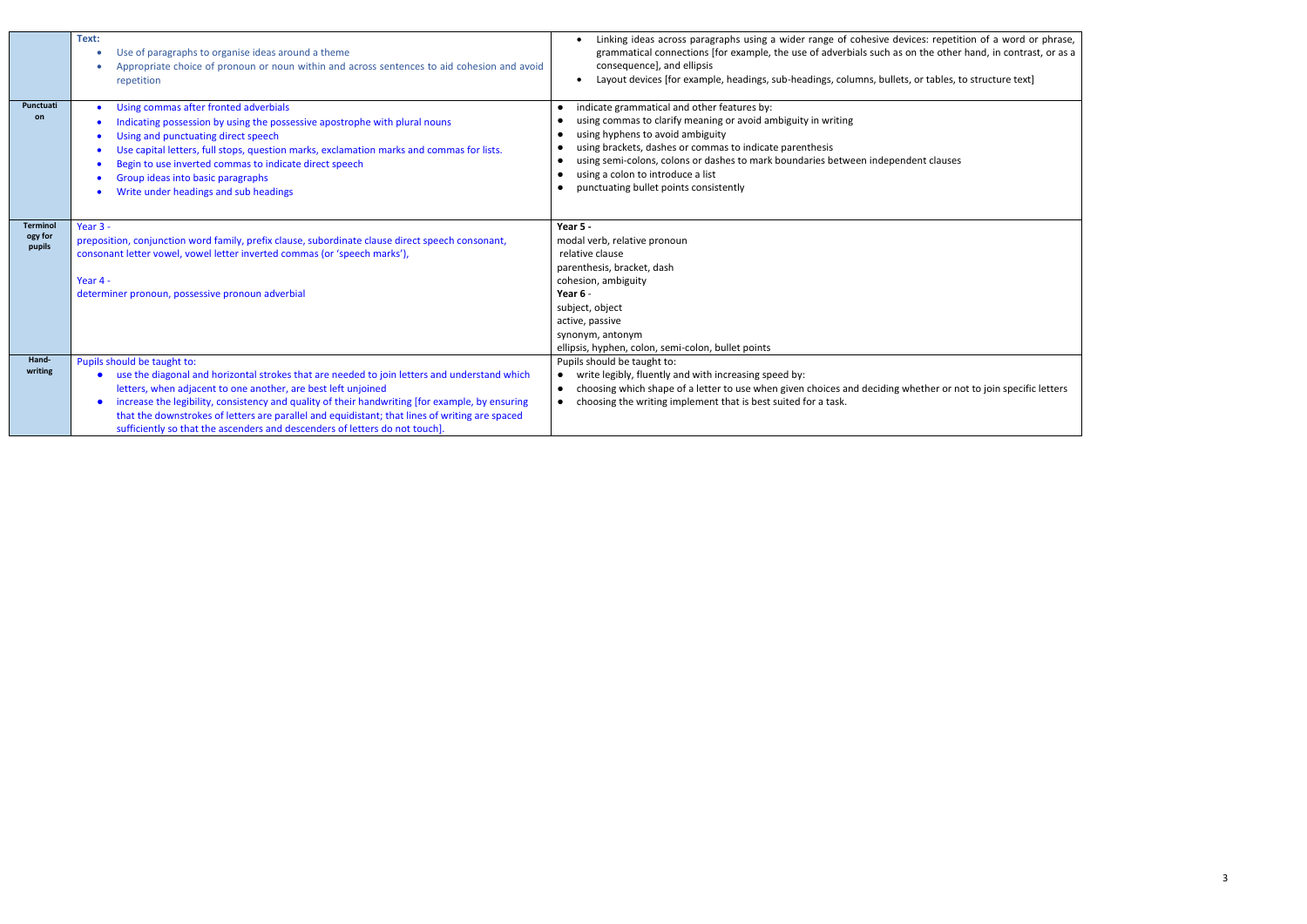| | | |
|---|---|---|
| | **Text:**<br>• Use of paragraphs to organise ideas around a theme<br>• Appropriate choice of pronoun or noun within and across sentences to aid cohesion and avoid repetition | • Linking ideas across paragraphs using a wider range of cohesive devices: repetition of a word or phrase, grammatical connections [for example, the use of adverbials such as on the other hand, in contrast, or as a consequence], and ellipsis<br>• Layout devices [for example, headings, sub-headings, columns, bullets, or tables, to structure text] |
| **Punctuation** | • Using commas after fronted adverbials<br>• Indicating possession by using the possessive apostrophe with plural nouns<br>• Using and punctuating direct speech<br>• Use capital letters, full stops, question marks, exclamation marks and commas for lists.<br>• Begin to use inverted commas to indicate direct speech<br>• Group ideas into basic paragraphs<br>• Write under headings and sub headings | • indicate grammatical and other features by:<br>• using commas to clarify meaning or avoid ambiguity in writing<br>• using hyphens to avoid ambiguity<br>• using brackets, dashes or commas to indicate parenthesis<br>• using semi-colons, colons or dashes to mark boundaries between independent clauses<br>• using a colon to introduce a list<br>• punctuating bullet points consistently |
| **Terminology for pupils** | Year 3 -<br>preposition, conjunction word family, prefix clause, subordinate clause direct speech consonant, consonant letter vowel, vowel letter inverted commas (or 'speech marks'),<br><br>Year 4 -<br>determiner pronoun, possessive pronoun adverbial | **Year 5 -**<br>modal verb, relative pronoun<br>relative clause<br>parenthesis, bracket, dash<br>cohesion, ambiguity<br>**Year 6** -<br>subject, object<br>active, passive<br>synonym, antonym<br>ellipsis, hyphen, colon, semi-colon, bullet points |
| **Hand-writing** | Pupils should be taught to:<br>• use the diagonal and horizontal strokes that are needed to join letters and understand which letters, when adjacent to one another, are best left unjoined<br>• increase the legibility, consistency and quality of their handwriting [for example, by ensuring that the downstrokes of letters are parallel and equidistant; that lines of writing are spaced sufficiently so that the ascenders and descenders of letters do not touch]. | Pupils should be taught to:<br>• write legibly, fluently and with increasing speed by:<br>• choosing which shape of a letter to use when given choices and deciding whether or not to join specific letters<br>• choosing the writing implement that is best suited for a task. |